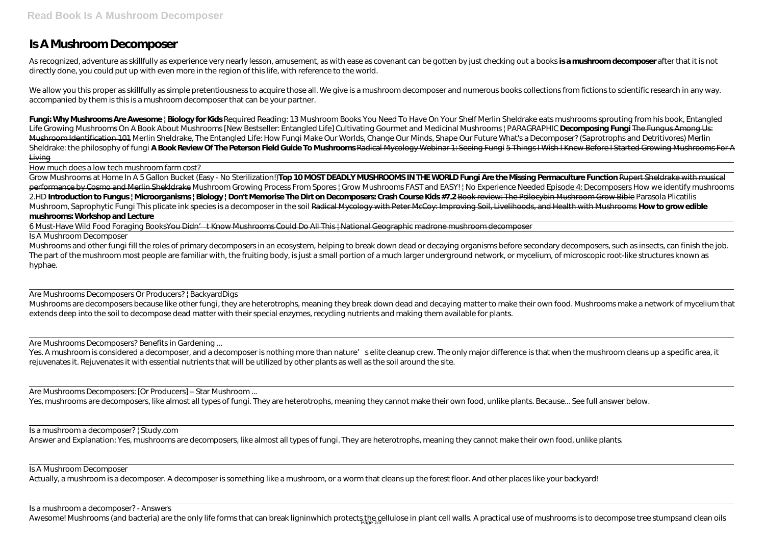# Is A Mushroom Decomposer

As recognized, adventure as skillfully as experience very nearly lesson, amusement, as with ease as covenant can be gotten by just checking out a books **is a mushroom decomposer** after that it is not directly done, you could put up with even more in the region of this life, with reference to the world.

We allow you this proper as skillfully as simple pretentiousness to acquire those all. We give is a mushroom decomposer and numerous books collections from fictions to scientific research in any way. accompanied by them is this is a mushroom decomposer that can be your partner.

**Fungi: Why Mushrooms Are Awesome | Biology for Kids** *Required Reading: 13 Mushroom Books You Need To Have On Your Shelf* *Merlin Sheldrake eats mushrooms sprouting from his book, Entangled Life* *Growing Mushrooms On A Book About Mushrooms [New Bestseller: Entangled Life]* *Cultivating Gourmet and Medicinal Mushrooms | PARAGRAPHIC* **Decomposing Fungi** ~~The Fungus Among Us: Mushroom Identification 101~~ *Merlin Sheldrake, The Entangled Life: How Fungi Make Our Worlds, Change Our Minds, Shape Our Future* What's a Decomposer? (Saprotrophs and Detritivores) *Merlin Sheldrake: the philosophy of fungi* **A Book Review Of The Peterson Field Guide To Mushrooms** ~~Radical Mycology Webinar 1: Seeing Fungi~~ ~~5 Things I Wish I Knew Before I Started Growing Mushrooms For A Living~~

How much does a low tech mushroom farm cost?

Grow Mushrooms at Home In A 5 Gallon Bucket (Easy - No Sterilization!)**Top 10 MOST DEADLY MUSHROOMS IN THE WORLD** **Fungi Are the Missing Permaculture Function** ~~Rupert Sheldrake with musical performance by Cosmo and Merlin Sheldrake~~ *Mushroom Growing Process From Spores | Grow Mushrooms FAST and EASY! | No Experience Needed* Episode 4: Decomposers *How we identify mushrooms 2.HD* **Introduction to Fungus | Microorganisms | Biology | Don't Memorise** **The Dirt on Decomposers: Crash Course Kids #7.2** ~~Book review: The Psilocybin Mushroom Grow Bible~~ *Parasola Plicatilis Mushroom, Saprophytic Fungi This plicate ink species is a decomposer in the soil* ~~Radical Mycology with Peter McCoy: Improving Soil, Livelihoods, and Health with Mushrooms~~ **How to grow edible mushrooms: Workshop and Lecture**

6 Must-Have Wild Food Foraging Books~~You Didn't Know Mushrooms Could Do All This | National Geographic~~ ~~madrone mushroom decomposer~~

Is A Mushroom Decomposer

Mushrooms and other fungi fill the roles of primary decomposers in an ecosystem, helping to break down dead or decaying organisms before secondary decomposers, such as insects, can finish the job. The part of the mushroom most people are familiar with, the fruiting body, is just a small portion of a much larger underground network, or mycelium, of microscopic root-like structures known as hyphae.

Are Mushrooms Decomposers Or Producers? | BackyardDigs

Mushrooms are decomposers because like other fungi, they are heterotrophs, meaning they break down dead and decaying matter to make their own food. Mushrooms make a network of mycelium that extends deep into the soil to decompose dead matter with their special enzymes, recycling nutrients and making them available for plants.

Are Mushrooms Decomposers? Benefits in Gardening ...

Yes. A mushroom is considered a decomposer, and a decomposer is nothing more than nature's elite cleanup crew. The only major difference is that when the mushroom cleans up a specific area, it rejuvenates it. Rejuvenates it with essential nutrients that will be utilized by other plants as well as the soil around the site.

Are Mushrooms Decomposers: [Or Producers] – Star Mushroom ...

Yes, mushrooms are decomposers, like almost all types of fungi. They are heterotrophs, meaning they cannot make their own food, unlike plants. Because... See full answer below.

Is a mushroom a decomposer? | Study.com

Answer and Explanation: Yes, mushrooms are decomposers, like almost all types of fungi. They are heterotrophs, meaning they cannot make their own food, unlike plants.

Is A Mushroom Decomposer

Actually, a mushroom is a decomposer. A decomposer is something like a mushroom, or a worm that cleans up the forest floor. And other places like your backyard!

Is a mushroom a decomposer? - Answers

Awesome! Mushrooms (and bacteria) are the only life forms that can break ligninwhich protects the cellulose in plant cell walls. A practical use of mushrooms is to decompose tree stumpsand clean oils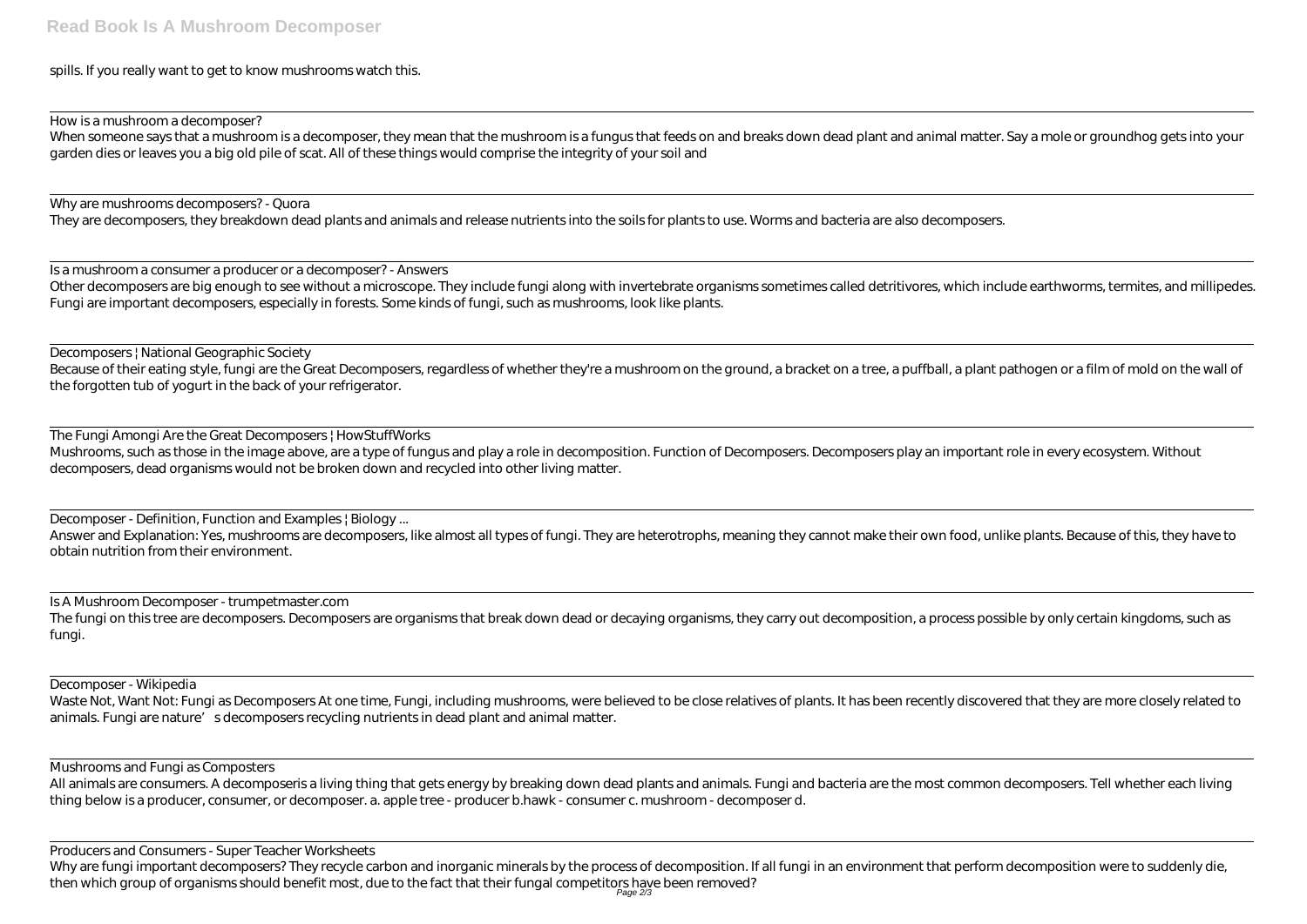spills. If you really want to get to know mushrooms watch this.

How is a mushroom a decomposer?

When someone says that a mushroom is a decomposer, they mean that the mushroom is a fungus that feeds on and breaks down dead plant and animal matter. Say a mole or groundhog gets into your garden dies or leaves you a big old pile of scat. All of these things would comprise the integrity of your soil and

Why are mushrooms decomposers? - Quora

They are decomposers, they breakdown dead plants and animals and release nutrients into the soils for plants to use. Worms and bacteria are also decomposers.

Is a mushroom a consumer a producer or a decomposer? - Answers

Other decomposers are big enough to see without a microscope. They include fungi along with invertebrate organisms sometimes called detritivores, which include earthworms, termites, and millipedes. Fungi are important decomposers, especially in forests. Some kinds of fungi, such as mushrooms, look like plants.

Decomposers | National Geographic Society

Because of their eating style, fungi are the Great Decomposers, regardless of whether they're a mushroom on the ground, a bracket on a tree, a puffball, a plant pathogen or a film of mold on the wall of the forgotten tub of yogurt in the back of your refrigerator.

The Fungi Amongi Are the Great Decomposers | HowStuffWorks

Mushrooms, such as those in the image above, are a type of fungus and play a role in decomposition. Function of Decomposers. Decomposers play an important role in every ecosystem. Without decomposers, dead organisms would not be broken down and recycled into other living matter.

Decomposer - Definition, Function and Examples | Biology ...

Answer and Explanation: Yes, mushrooms are decomposers, like almost all types of fungi. They are heterotrophs, meaning they cannot make their own food, unlike plants. Because of this, they have to obtain nutrition from their environment.

Is A Mushroom Decomposer - trumpetmaster.com

The fungi on this tree are decomposers. Decomposers are organisms that break down dead or decaying organisms, they carry out decomposition, a process possible by only certain kingdoms, such as fungi.

Decomposer - Wikipedia

Waste Not, Want Not: Fungi as Decomposers At one time, Fungi, including mushrooms, were believed to be close relatives of plants. It has been recently discovered that they are more closely related to animals. Fungi are nature' s decomposers recycling nutrients in dead plant and animal matter.

Mushrooms and Fungi as Composters

All animals are consumers. A decomposeris a living thing that gets energy by breaking down dead plants and animals. Fungi and bacteria are the most common decomposers. Tell whether each living thing below is a producer, consumer, or decomposer. a. apple tree - producer b.hawk - consumer c. mushroom - decomposer d.

Producers and Consumers - Super Teacher Worksheets

Why are fungi important decomposers? They recycle carbon and inorganic minerals by the process of decomposition. If all fungi in an environment that perform decomposition were to suddenly die, then which group of organisms should benefit most, due to the fact that their fungal competitors have been removed?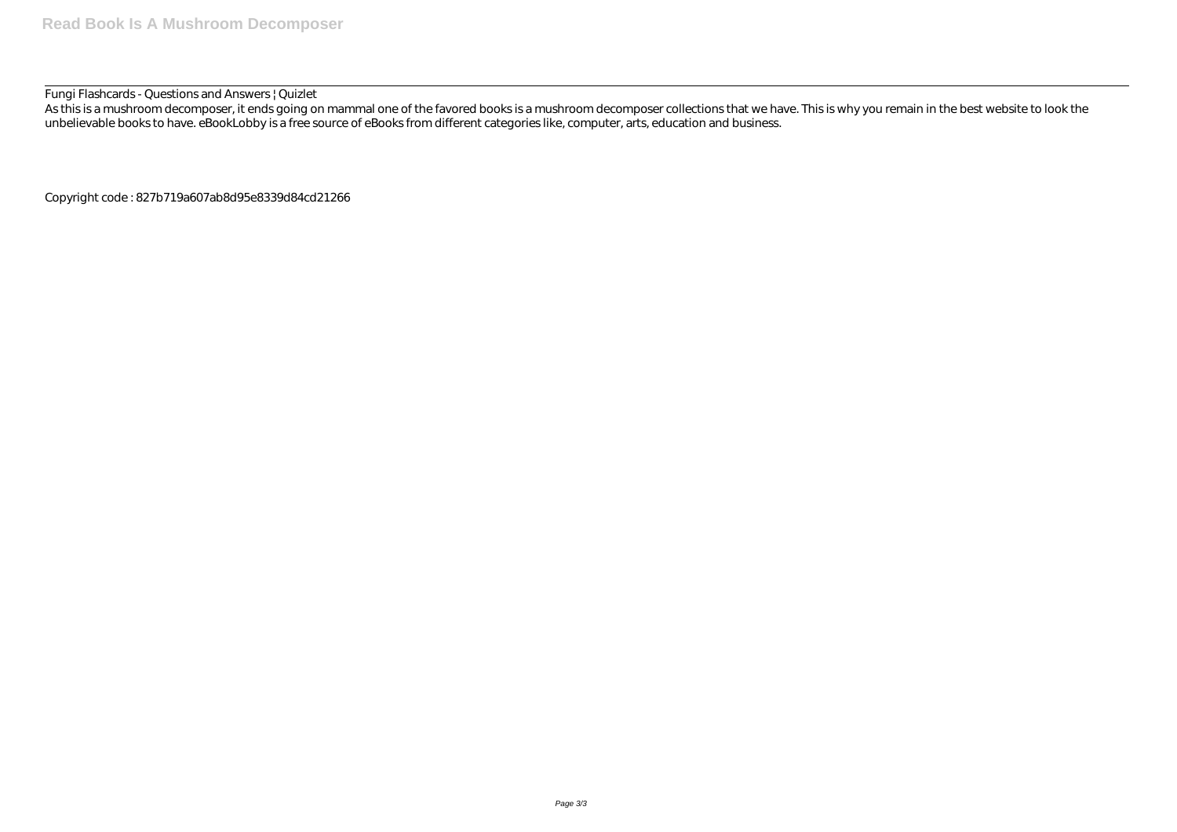Fungi Flashcards - Questions and Answers ¦ Quizlet

As this is a mushroom decomposer, it ends going on mammal one of the favored books is a mushroom decomposer collections that we have. This is why you remain in the best website to look the unbelievable books to have. eBookLobby is a free source of eBooks from different categories like, computer, arts, education and business.

Copyright code : 827b719a607ab8d95e8339d84cd21266